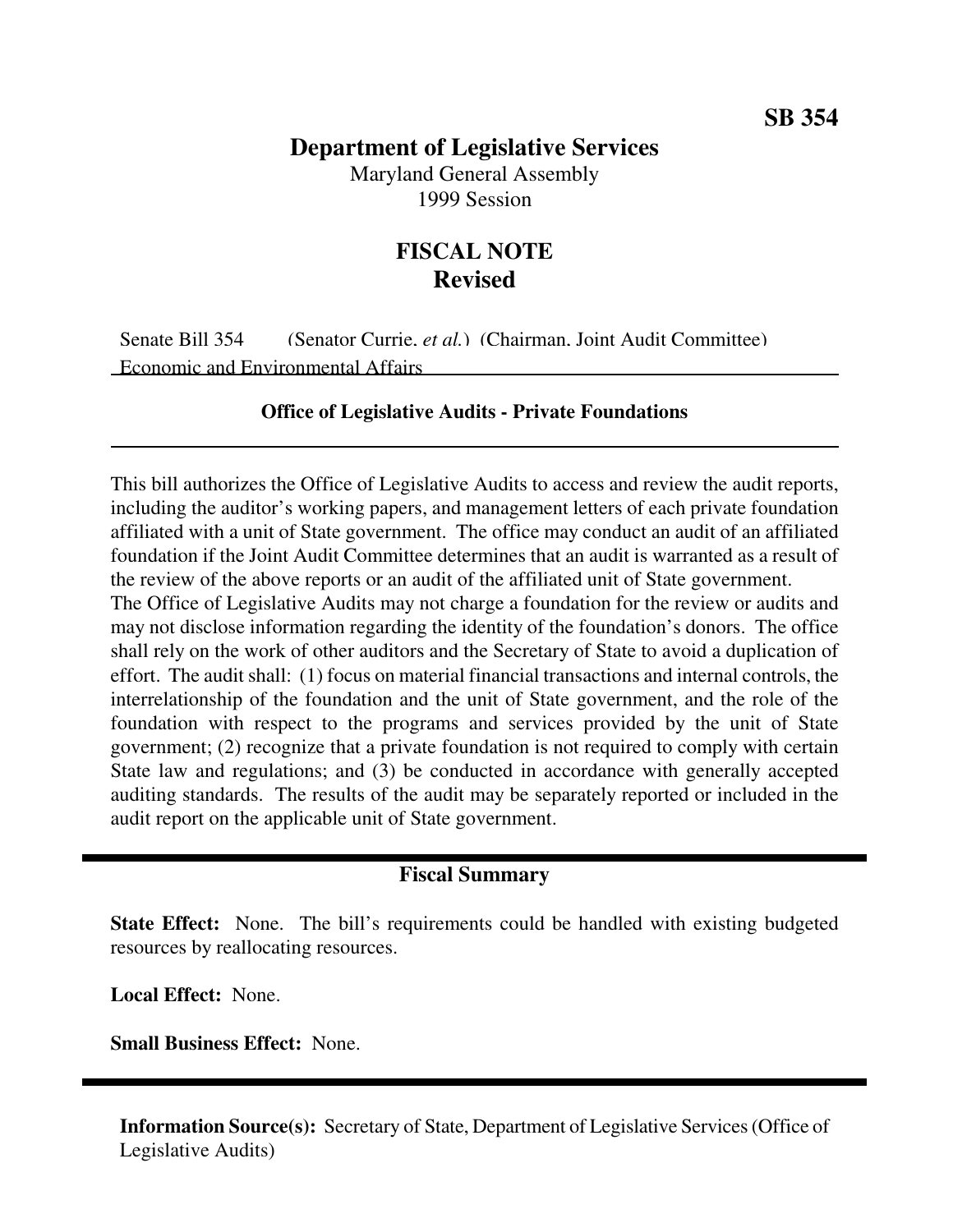**SB 354**

# Department of Legislative Services

Maryland General Assembly
1999 Session

## FISCAL NOTE
## Revised

Senate Bill 354 (Senator Currie, *et al.*) (Chairman, Joint Audit Committee)
Economic and Environmental Affairs

**Office of Legislative Audits - Private Foundations**

This bill authorizes the Office of Legislative Audits to access and review the audit reports, including the auditor's working papers, and management letters of each private foundation affiliated with a unit of State government. The office may conduct an audit of an affiliated foundation if the Joint Audit Committee determines that an audit is warranted as a result of the review of the above reports or an audit of the affiliated unit of State government.
The Office of Legislative Audits may not charge a foundation for the review or audits and may not disclose information regarding the identity of the foundation's donors. The office shall rely on the work of other auditors and the Secretary of State to avoid a duplication of effort. The audit shall: (1) focus on material financial transactions and internal controls, the interrelationship of the foundation and the unit of State government, and the role of the foundation with respect to the programs and services provided by the unit of State government; (2) recognize that a private foundation is not required to comply with certain State law and regulations; and (3) be conducted in accordance with generally accepted auditing standards. The results of the audit may be separately reported or included in the audit report on the applicable unit of State government.

### Fiscal Summary

**State Effect:** None. The bill's requirements could be handled with existing budgeted resources by reallocating resources.

**Local Effect:** None.

**Small Business Effect:** None.

**Information Source(s):** Secretary of State, Department of Legislative Services (Office of Legislative Audits)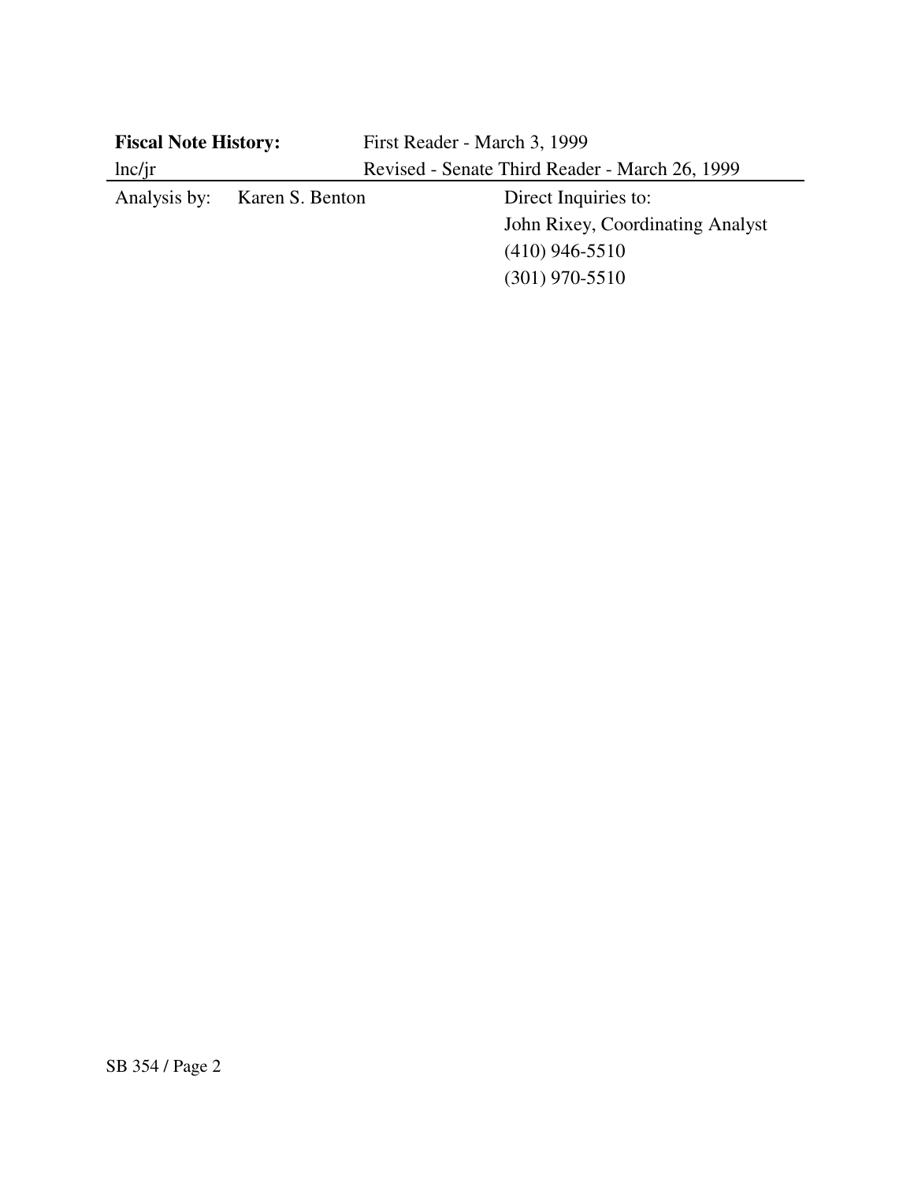**Fiscal Note History:** First Reader - March 3, 1999
lnc/jr Revised - Senate Third Reader - March 26, 1999

Analysis by: Karen S. Benton

Direct Inquiries to:
John Rixey, Coordinating Analyst
(410) 946-5510
(301) 970-5510